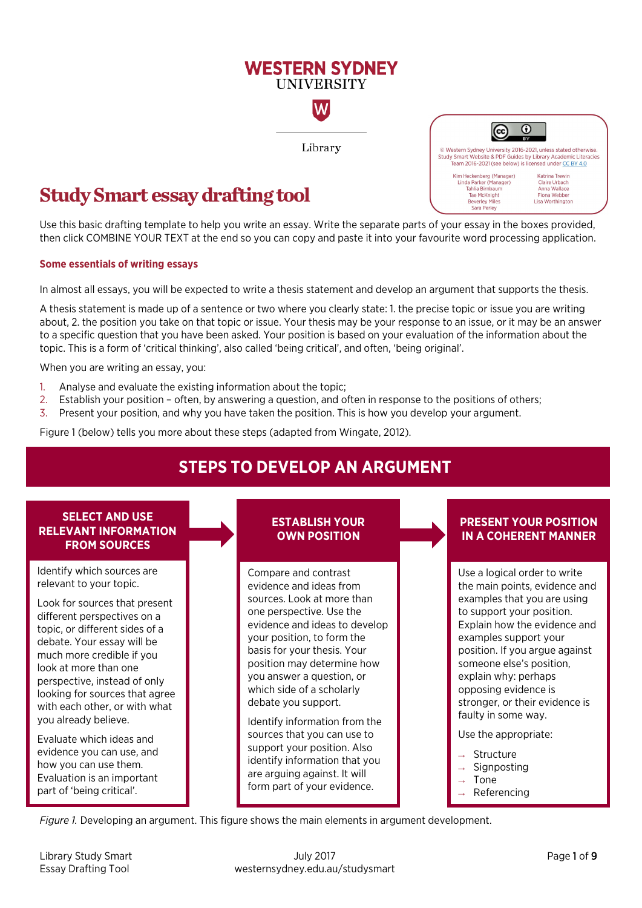WESTERN SYDNEY UNIVERSITY

Library

© Western Sydney University 2016-2021, unless stated otherwise. Study Smart Website & PDF Guides by Library Academic Literacies Team 2016-2021 (see below) is licensed under CC BY 4.0

Kim Heckenberg (Manager), Linda Parker (Manager), Tahlia Birnbaum, Tee McKnight, Beverley Miles, Sara Perley, Katrina Trewin, Claire Urbach, Anna Wallace, Fiona Webber, Lisa Worthington

# Study Smart essay drafting tool

Use this basic drafting template to help you write an essay. Write the separate parts of your essay in the boxes provided, then click COMBINE YOUR TEXT at the end so you can copy and paste it into your favourite word processing application.

### Some essentials of writing essays

In almost all essays, you will be expected to write a thesis statement and develop an argument that supports the thesis.

A thesis statement is made up of a sentence or two where you clearly state: 1. the precise topic or issue you are writing about, 2. the position you take on that topic or issue. Your thesis may be your response to an issue, or it may be an answer to a specific question that you have been asked. Your position is based on your evaluation of the information about the topic. This is a form of 'critical thinking', also called 'being critical', and often, 'being original'.

When you are writing an essay, you:

1. Analyse and evaluate the existing information about the topic;
2. Establish your position – often, by answering a question, and often in response to the positions of others;
3. Present your position, and why you have taken the position. This is how you develop your argument.

Figure 1 (below) tells you more about these steps (adapted from Wingate, 2012).

## STEPS TO DEVELOP AN ARGUMENT

| SELECT AND USE RELEVANT INFORMATION FROM SOURCES | ESTABLISH YOUR OWN POSITION | PRESENT YOUR POSITION IN A COHERENT MANNER |
|---|---|---|
| Identify which sources are relevant to your topic.<br><br>Look for sources that present different perspectives on a topic, or different sides of a debate. Your essay will be much more credible if you look at more than one perspective, instead of only looking for sources that agree with each other, or with what you already believe.<br><br>Evaluate which ideas and evidence you can use, and how you can use them. Evaluation is an important part of 'being critical'. | Compare and contrast evidence and ideas from sources. Look at more than one perspective. Use the evidence and ideas to develop your position, to form the basis for your thesis. Your position may determine how you answer a question, or which side of a scholarly debate you support.<br><br>Identify information from the sources that you can use to support your position. Also identify information that you are arguing against. It will form part of your evidence. | Use a logical order to write the main points, evidence and examples that you are using to support your position. Explain how the evidence and examples support your position. If you argue against someone else's position, explain why: perhaps opposing evidence is stronger, or their evidence is faulty in some way.<br><br>Use the appropriate:<br>→ Structure<br>→ Signposting<br>→ Tone<br>→ Referencing |

*Figure 1.* Developing an argument. This figure shows the main elements in argument development.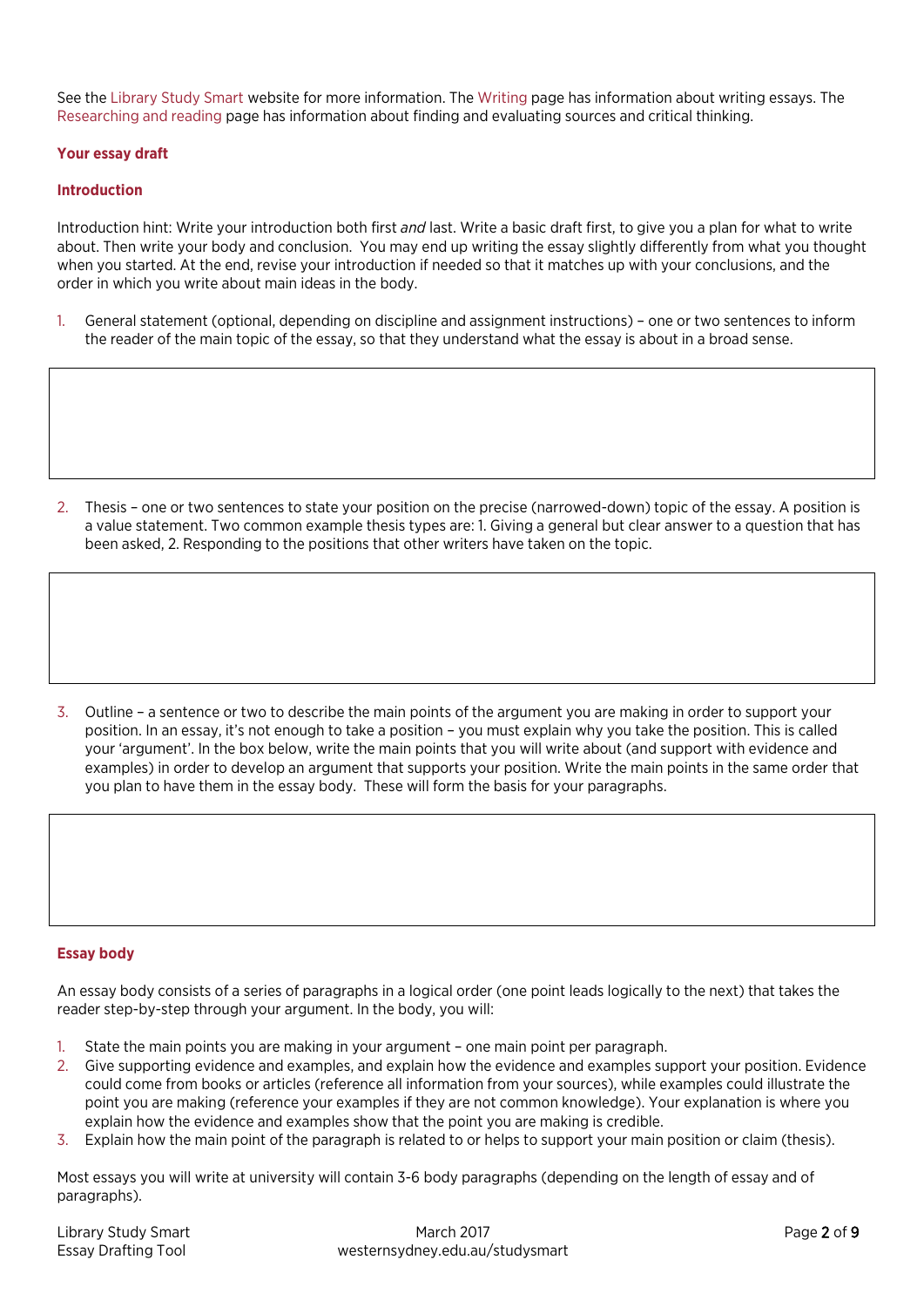See the Library Study Smart website for more information. The Writing page has information about writing essays. The Researching and reading page has information about finding and evaluating sources and critical thinking.

## Your essay draft

### Introduction

Introduction hint: Write your introduction both first *and* last. Write a basic draft first, to give you a plan for what to write about. Then write your body and conclusion. You may end up writing the essay slightly differently from what you thought when you started. At the end, revise your introduction if needed so that it matches up with your conclusions, and the order in which you write about main ideas in the body.

1. General statement (optional, depending on discipline and assignment instructions) – one or two sentences to inform the reader of the main topic of the essay, so that they understand what the essay is about in a broad sense.

2. Thesis – one or two sentences to state your position on the precise (narrowed-down) topic of the essay. A position is a value statement. Two common example thesis types are: 1. Giving a general but clear answer to a question that has been asked, 2. Responding to the positions that other writers have taken on the topic.

3. Outline – a sentence or two to describe the main points of the argument you are making in order to support your position. In an essay, it's not enough to take a position – you must explain why you take the position. This is called your 'argument'. In the box below, write the main points that you will write about (and support with evidence and examples) in order to develop an argument that supports your position. Write the main points in the same order that you plan to have them in the essay body. These will form the basis for your paragraphs.

### Essay body

An essay body consists of a series of paragraphs in a logical order (one point leads logically to the next) that takes the reader step-by-step through your argument. In the body, you will:

1. State the main points you are making in your argument – one main point per paragraph.
2. Give supporting evidence and examples, and explain how the evidence and examples support your position. Evidence could come from books or articles (reference all information from your sources), while examples could illustrate the point you are making (reference your examples if they are not common knowledge). Your explanation is where you explain how the evidence and examples show that the point you are making is credible.
3. Explain how the main point of the paragraph is related to or helps to support your main position or claim (thesis).

Most essays you will write at university will contain 3-6 body paragraphs (depending on the length of essay and of paragraphs).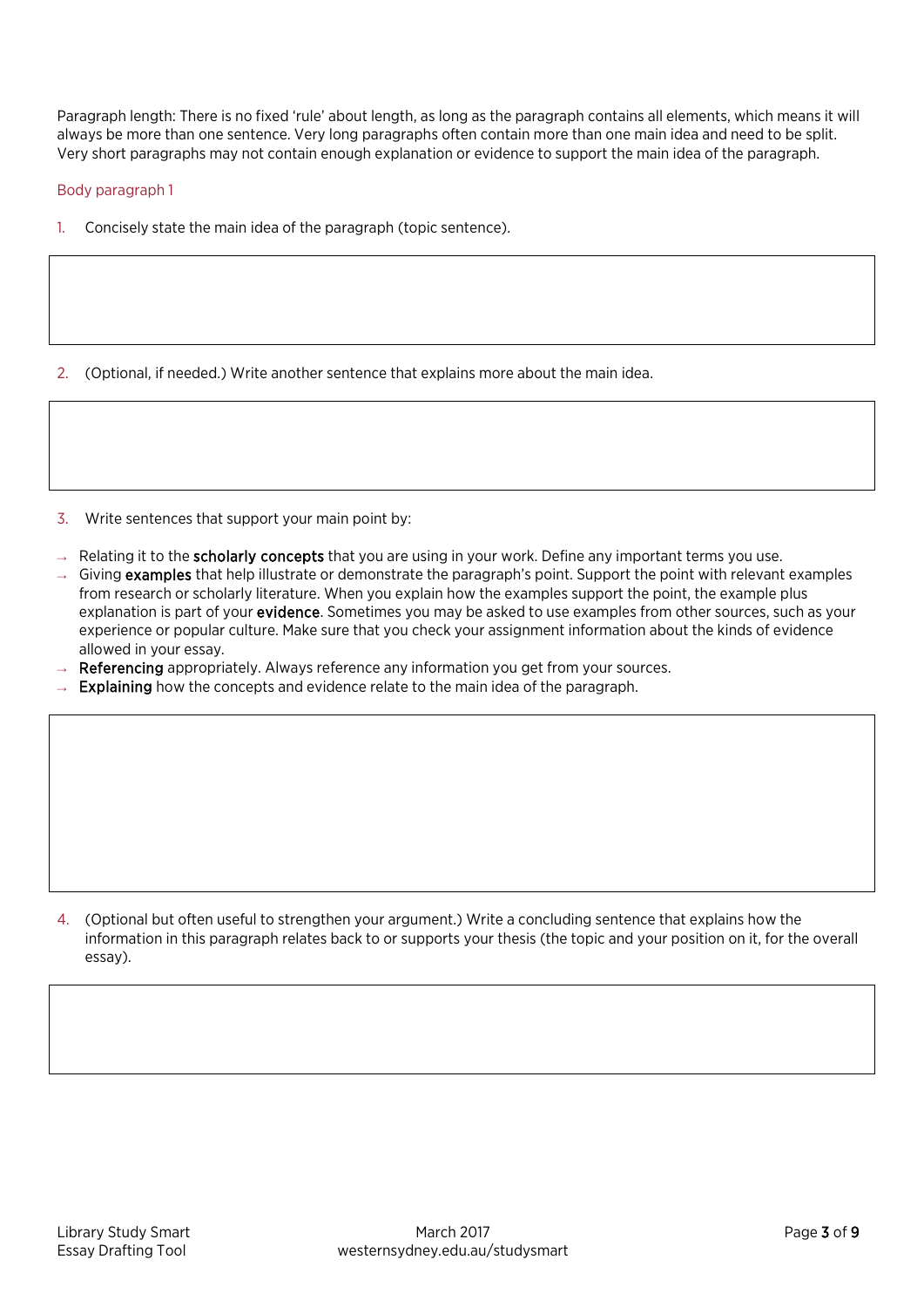Paragraph length: There is no fixed 'rule' about length, as long as the paragraph contains all elements, which means it will always be more than one sentence. Very long paragraphs often contain more than one main idea and need to be split. Very short paragraphs may not contain enough explanation or evidence to support the main idea of the paragraph.

## Body paragraph 1

1. Concisely state the main idea of the paragraph (topic sentence).

2. (Optional, if needed.) Write another sentence that explains more about the main idea.

3. Write sentences that support your main point by:

- → Relating it to the **scholarly concepts** that you are using in your work. Define any important terms you use.
- → Giving **examples** that help illustrate or demonstrate the paragraph's point. Support the point with relevant examples from research or scholarly literature. When you explain how the examples support the point, the example plus explanation is part of your **evidence**. Sometimes you may be asked to use examples from other sources, such as your experience or popular culture. Make sure that you check your assignment information about the kinds of evidence allowed in your essay.
- → **Referencing** appropriately. Always reference any information you get from your sources.
- → **Explaining** how the concepts and evidence relate to the main idea of the paragraph.

4. (Optional but often useful to strengthen your argument.) Write a concluding sentence that explains how the information in this paragraph relates back to or supports your thesis (the topic and your position on it, for the overall essay).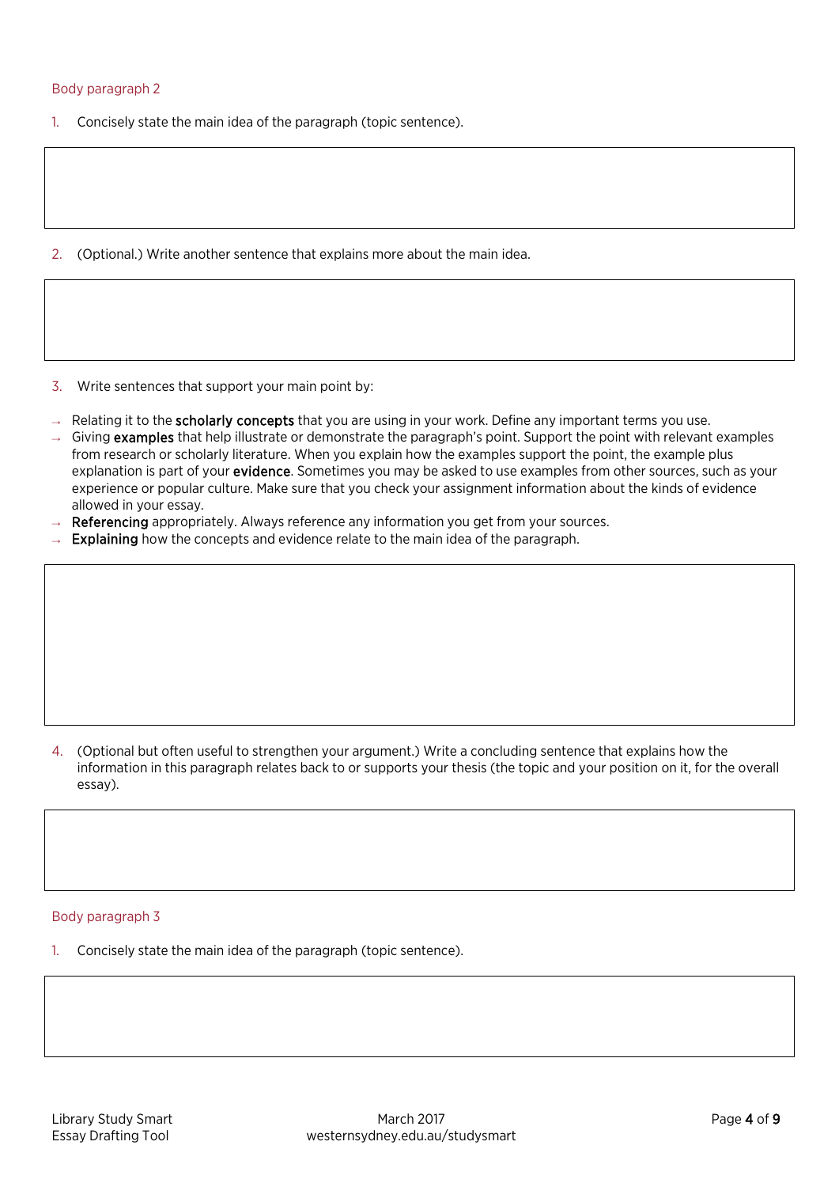### Body paragraph 2

1. Concisely state the main idea of the paragraph (topic sentence).

2. (Optional.) Write another sentence that explains more about the main idea.

3. Write sentences that support your main point by:

- Relating it to the **scholarly concepts** that you are using in your work. Define any important terms you use.
- Giving **examples** that help illustrate or demonstrate the paragraph's point. Support the point with relevant examples from research or scholarly literature. When you explain how the examples support the point, the example plus explanation is part of your **evidence**. Sometimes you may be asked to use examples from other sources, such as your experience or popular culture. Make sure that you check your assignment information about the kinds of evidence allowed in your essay.
- **Referencing** appropriately. Always reference any information you get from your sources.
- **Explaining** how the concepts and evidence relate to the main idea of the paragraph.

4. (Optional but often useful to strengthen your argument.) Write a concluding sentence that explains how the information in this paragraph relates back to or supports your thesis (the topic and your position on it, for the overall essay).

### Body paragraph 3

1. Concisely state the main idea of the paragraph (topic sentence).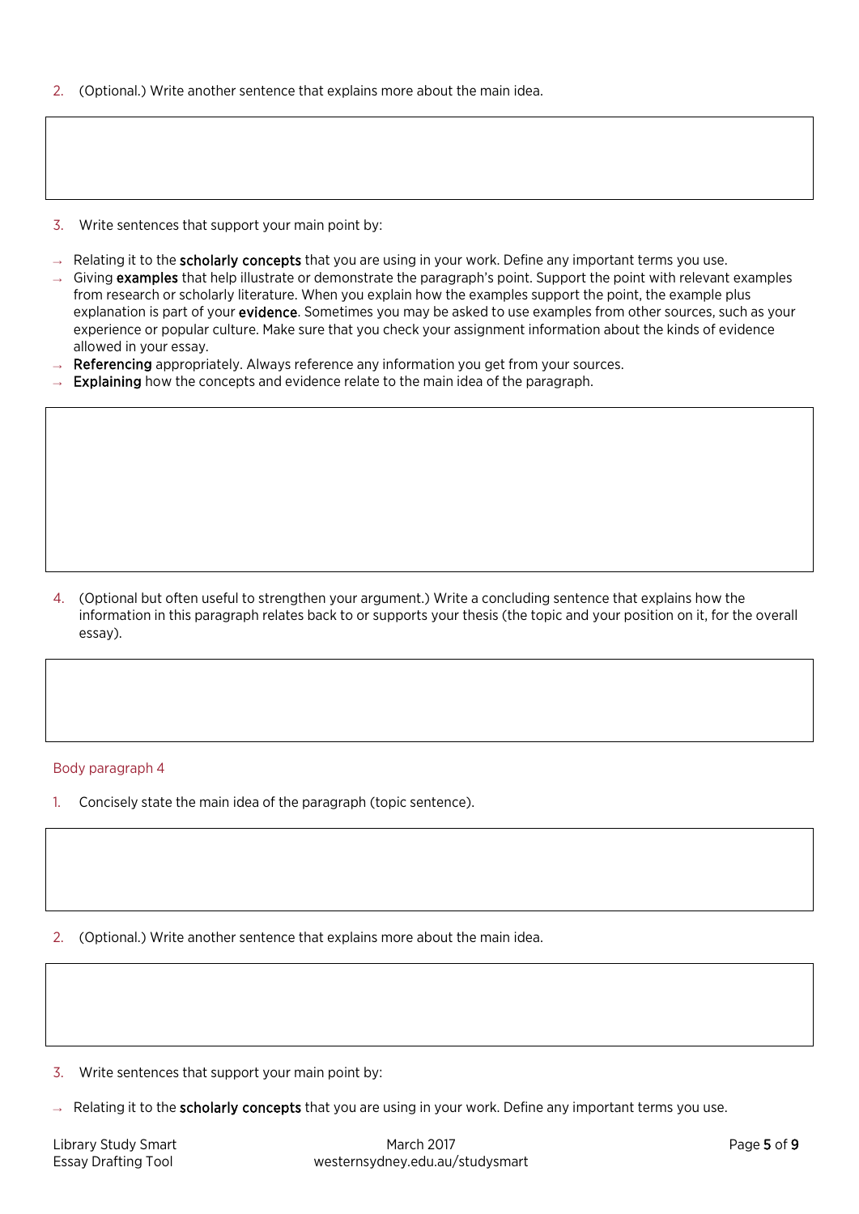2. (Optional.) Write another sentence that explains more about the main idea.

3. Write sentences that support your main point by:

- Relating it to the **scholarly concepts** that you are using in your work. Define any important terms you use.
- Giving **examples** that help illustrate or demonstrate the paragraph's point. Support the point with relevant examples from research or scholarly literature. When you explain how the examples support the point, the example plus explanation is part of your **evidence**. Sometimes you may be asked to use examples from other sources, such as your experience or popular culture. Make sure that you check your assignment information about the kinds of evidence allowed in your essay.
- **Referencing** appropriately. Always reference any information you get from your sources.
- **Explaining** how the concepts and evidence relate to the main idea of the paragraph.

4. (Optional but often useful to strengthen your argument.) Write a concluding sentence that explains how the information in this paragraph relates back to or supports your thesis (the topic and your position on it, for the overall essay).

### Body paragraph 4

1. Concisely state the main idea of the paragraph (topic sentence).

2. (Optional.) Write another sentence that explains more about the main idea.

3. Write sentences that support your main point by:

- Relating it to the **scholarly concepts** that you are using in your work. Define any important terms you use.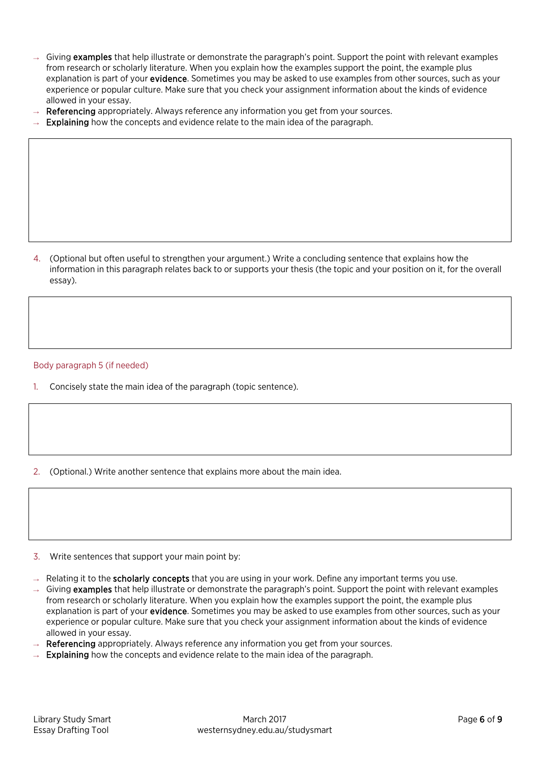- Giving **examples** that help illustrate or demonstrate the paragraph's point. Support the point with relevant examples from research or scholarly literature. When you explain how the examples support the point, the example plus explanation is part of your **evidence**. Sometimes you may be asked to use examples from other sources, such as your experience or popular culture. Make sure that you check your assignment information about the kinds of evidence allowed in your essay.
- **Referencing** appropriately. Always reference any information you get from your sources.
- **Explaining** how the concepts and evidence relate to the main idea of the paragraph.

4. (Optional but often useful to strengthen your argument.) Write a concluding sentence that explains how the information in this paragraph relates back to or supports your thesis (the topic and your position on it, for the overall essay).

### Body paragraph 5 (if needed)

1. Concisely state the main idea of the paragraph (topic sentence).

2. (Optional.) Write another sentence that explains more about the main idea.

3. Write sentences that support your main point by:

- Relating it to the **scholarly concepts** that you are using in your work. Define any important terms you use.
- Giving **examples** that help illustrate or demonstrate the paragraph's point. Support the point with relevant examples from research or scholarly literature. When you explain how the examples support the point, the example plus explanation is part of your **evidence**. Sometimes you may be asked to use examples from other sources, such as your experience or popular culture. Make sure that you check your assignment information about the kinds of evidence allowed in your essay.
- **Referencing** appropriately. Always reference any information you get from your sources.
- **Explaining** how the concepts and evidence relate to the main idea of the paragraph.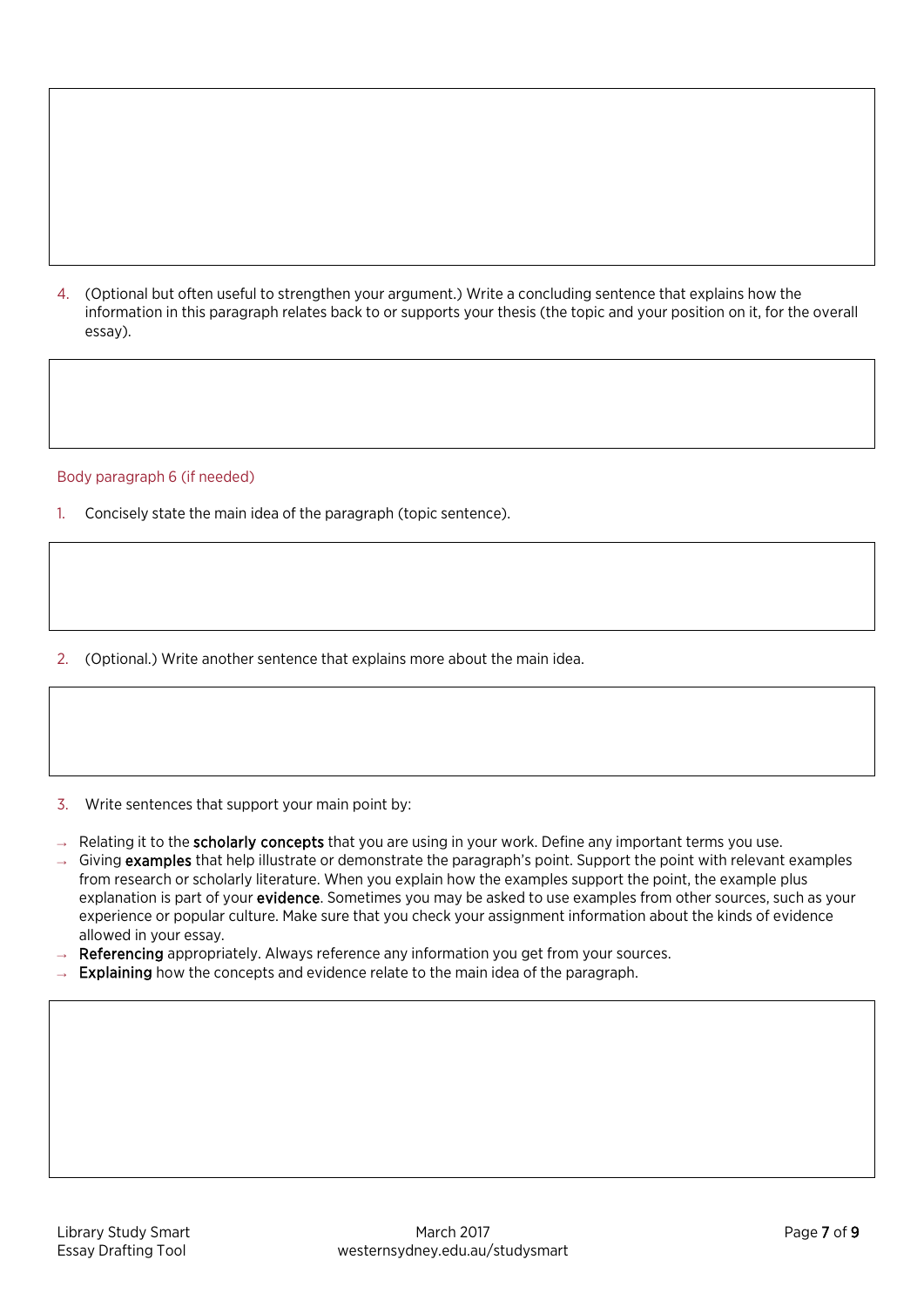4. (Optional but often useful to strengthen your argument.) Write a concluding sentence that explains how the information in this paragraph relates back to or supports your thesis (the topic and your position on it, for the overall essay).

### Body paragraph 6 (if needed)

1. Concisely state the main idea of the paragraph (topic sentence).

2. (Optional.) Write another sentence that explains more about the main idea.

3. Write sentences that support your main point by:

- Relating it to the **scholarly concepts** that you are using in your work. Define any important terms you use.
- Giving **examples** that help illustrate or demonstrate the paragraph's point. Support the point with relevant examples from research or scholarly literature. When you explain how the examples support the point, the example plus explanation is part of your **evidence**. Sometimes you may be asked to use examples from other sources, such as your experience or popular culture. Make sure that you check your assignment information about the kinds of evidence allowed in your essay.
- **Referencing** appropriately. Always reference any information you get from your sources.
- **Explaining** how the concepts and evidence relate to the main idea of the paragraph.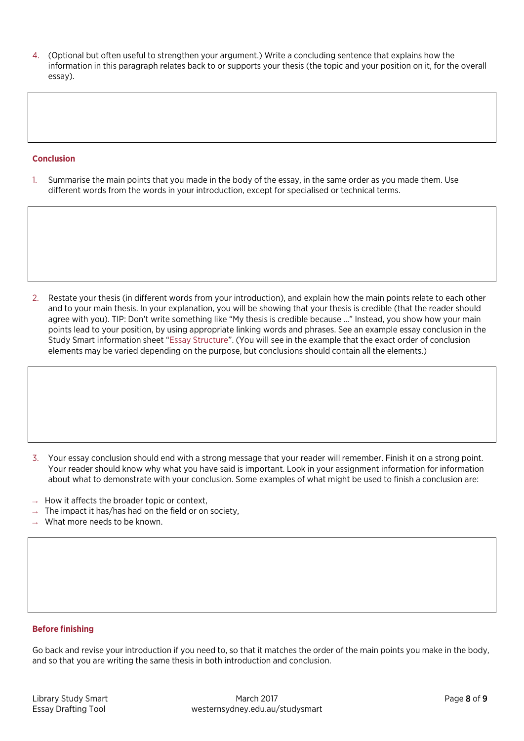4. (Optional but often useful to strengthen your argument.) Write a concluding sentence that explains how the information in this paragraph relates back to or supports your thesis (the topic and your position on it, for the overall essay).

### Conclusion

1. Summarise the main points that you made in the body of the essay, in the same order as you made them. Use different words from the words in your introduction, except for specialised or technical terms.

2. Restate your thesis (in different words from your introduction), and explain how the main points relate to each other and to your main thesis. In your explanation, you will be showing that your thesis is credible (that the reader should agree with you). TIP: Don't write something like "My thesis is credible because …" Instead, you show how your main points lead to your position, by using appropriate linking words and phrases. See an example essay conclusion in the Study Smart information sheet "Essay Structure". (You will see in the example that the exact order of conclusion elements may be varied depending on the purpose, but conclusions should contain all the elements.)

3. Your essay conclusion should end with a strong message that your reader will remember. Finish it on a strong point. Your reader should know why what you have said is important. Look in your assignment information for information about what to demonstrate with your conclusion. Some examples of what might be used to finish a conclusion are:

- How it affects the broader topic or context,
- The impact it has/has had on the field or on society,
- What more needs to be known.

### Before finishing

Go back and revise your introduction if you need to, so that it matches the order of the main points you make in the body, and so that you are writing the same thesis in both introduction and conclusion.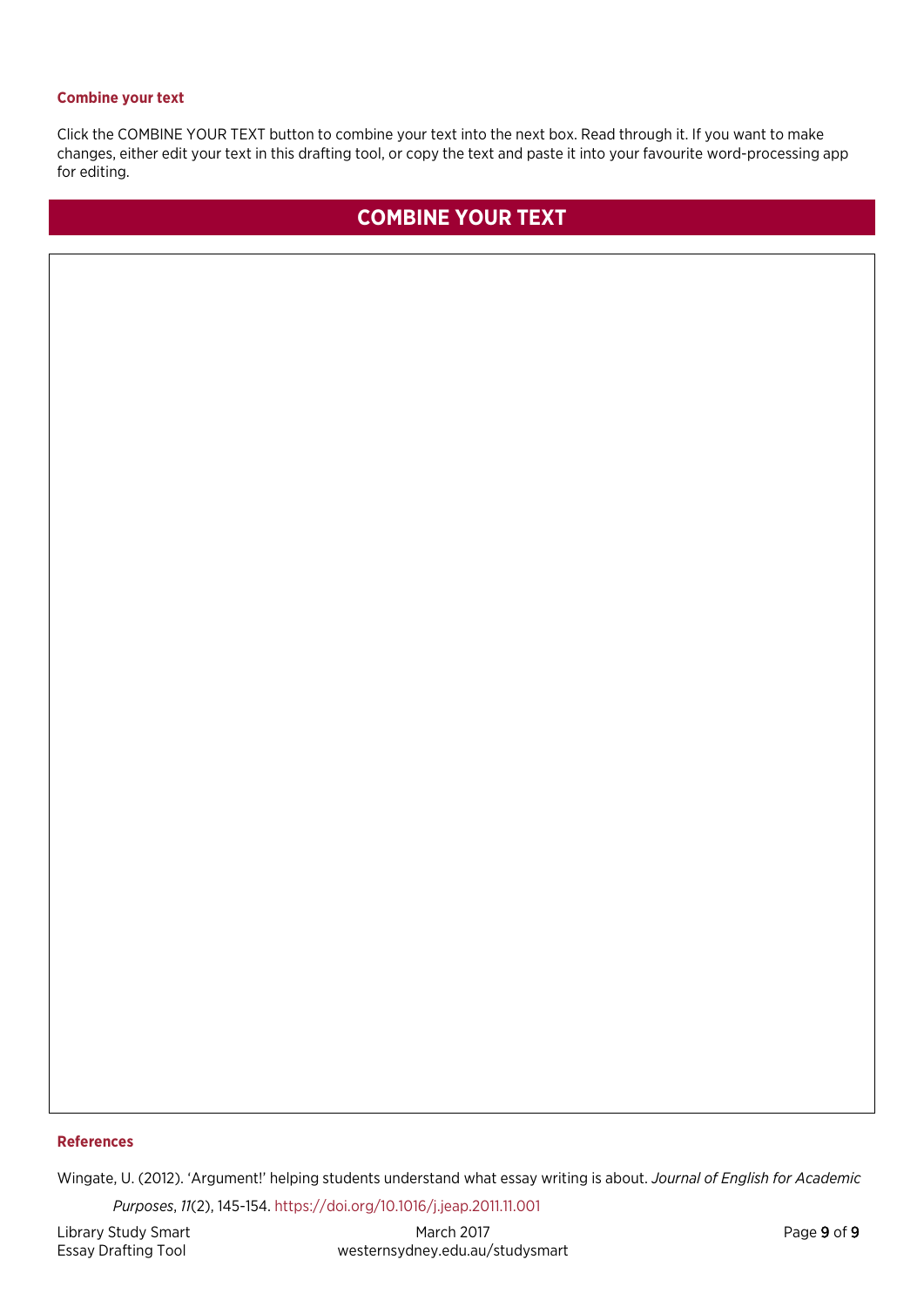### Combine your text

Click the COMBINE YOUR TEXT button to combine your text into the next box. Read through it. If you want to make changes, either edit your text in this drafting tool, or copy the text and paste it into your favourite word-processing app for editing.

**COMBINE YOUR TEXT**

### References

Wingate, U. (2012). 'Argument!' helping students understand what essay writing is about. *Journal of English for Academic Purposes*, *11*(2), 145-154. https://doi.org/10.1016/j.jeap.2011.11.001